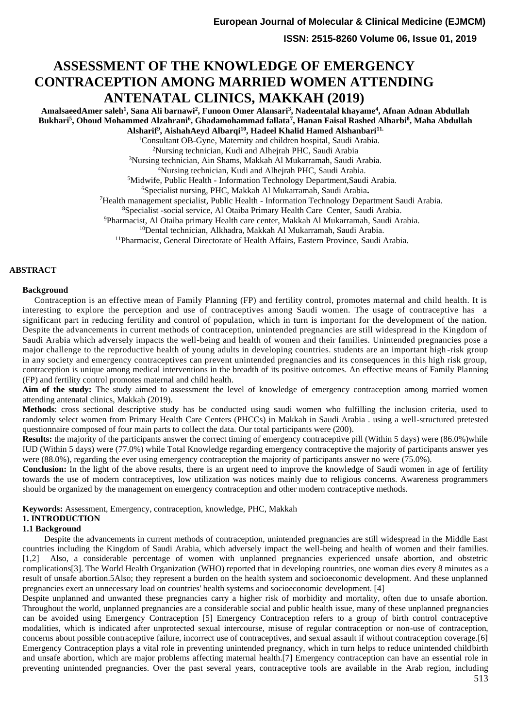# ASSESSMENT OF THE KNOWLEDGE OF EMERGENCY CONTRACEPTION AMONG MARRIED WOMEN ATTENDING ANTENATAL CLINICS, MAKKAH (2019)

**AmalsaeedAmer saleh[1], Sana Ali barnawi[2], Funoon Omer Alansari[3], Nadeentalal khayame[4], Afnan Adnan Abdullah Bukhari[5], Ohoud Mohammed Alzahrani[6], Ghadamohammad fallata[7], Hanan Faisal Rashed Alharbi[8], Maha Abdullah Alsharif[9], AishahAeyd Albarqi[10], Hadeel Khalid Hamed Alshanbari[11.]**

[1]Consultant OB-Gyne, Maternity and children hospital, Saudi Arabia.
[2]Nursing technician, Kudi and Alhejrah PHC, Saudi Arabia
[3]Nursing technician, Ain Shams, Makkah Al Mukarramah, Saudi Arabia.
[4]Nursing technician, Kudi and Alhejrah PHC, Saudi Arabia.
[5]Midwife, Public Health - Information Technology Department,Saudi Arabia.
[6]Specialist nursing, PHC, Makkah Al Mukarramah, Saudi Arabia**.**
[7]Health management specialist, Public Health - Information Technology Department Saudi Arabia.
[8]Specialist -social service, Al Otaiba Primary Health Care Center, Saudi Arabia.
[9]Pharmacist, Al Otaiba primary Health care center, Makkah Al Mukarramah, Saudi Arabia.
[10]Dental technician, Alkhadra, Makkah Al Mukarramah, Saudi Arabia.
[11]Pharmacist, General Directorate of Health Affairs, Eastern Province, Saudi Arabia.

## ABSTRACT

**Background**

Contraception is an effective mean of Family Planning (FP) and fertility control, promotes maternal and child health. It is interesting to explore the perception and use of contraceptives among Saudi women. The usage of contraceptive has a significant part in reducing fertility and control of population, which in turn is important for the development of the nation. Despite the advancements in current methods of contraception, unintended pregnancies are still widespread in the Kingdom of Saudi Arabia which adversely impacts the well-being and health of women and their families. Unintended pregnancies pose a major challenge to the reproductive health of young adults in developing countries. students are an important high-risk group in any society and emergency contraceptives can prevent unintended pregnancies and its consequences in this high risk group, contraception is unique among medical interventions in the breadth of its positive outcomes. An effective means of Family Planning (FP) and fertility control promotes maternal and child health.

**Aim of the study:** The study aimed to assessment the level of knowledge of emergency contraception among married women attending antenatal clinics, Makkah (2019).

**Methods**: cross sectional descriptive study has be conducted using saudi women who fulfilling the inclusion criteria, used to randomly select women from Primary Health Care Centers (PHCCs) in Makkah in Saudi Arabia . using a well-structured pretested questionnaire composed of four main parts to collect the data. Our total participants were (200).

**Results:** the majority of the participants answer the correct timing of emergency contraceptive pill (Within 5 days) were (86.0%)while IUD (Within 5 days) were (77.0%) while Total Knowledge regarding emergency contraceptive the majority of participants answer yes were (88.0%), regarding the ever using emergency contraception the majority of participants answer no were (75.0%).

**Conclusion:** In the light of the above results, there is an urgent need to improve the knowledge of Saudi women in age of fertility towards the use of modern contraceptives, low utilization was notices mainly due to religious concerns. Awareness programmers should be organized by the management on emergency contraception and other modern contraceptive methods.

**Keywords:** Assessment, Emergency, contraception, knowledge, PHC, Makkah

## 1. INTRODUCTION

### 1.1 Background

Despite the advancements in current methods of contraception, unintended pregnancies are still widespread in the Middle East countries including the Kingdom of Saudi Arabia, which adversely impact the well-being and health of women and their families. [1,2] Also, a considerable percentage of women with unplanned pregnancies experienced unsafe abortion, and obstetric complications[3]. The World Health Organization (WHO) reported that in developing countries, one woman dies every 8 minutes as a result of unsafe abortion.5Also; they represent a burden on the health system and socioeconomic development. And these unplanned pregnancies exert an unnecessary load on countries' health systems and socioeconomic development. [4]

Despite unplanned and unwanted these pregnancies carry a higher risk of morbidity and mortality, often due to unsafe abortion. Throughout the world, unplanned pregnancies are a considerable social and public health issue, many of these unplanned pregnancies can be avoided using Emergency Contraception [5] Emergency Contraception refers to a group of birth control contraceptive modalities, which is indicated after unprotected sexual intercourse, misuse of regular contraception or non-use of contraception, concerns about possible contraceptive failure, incorrect use of contraceptives, and sexual assault if without contraception coverage.[6] Emergency Contraception plays a vital role in preventing unintended pregnancy, which in turn helps to reduce unintended childbirth and unsafe abortion, which are major problems affecting maternal health.[7] Emergency contraception can have an essential role in preventing unintended pregnancies. Over the past several years, contraceptive tools are available in the Arab region, including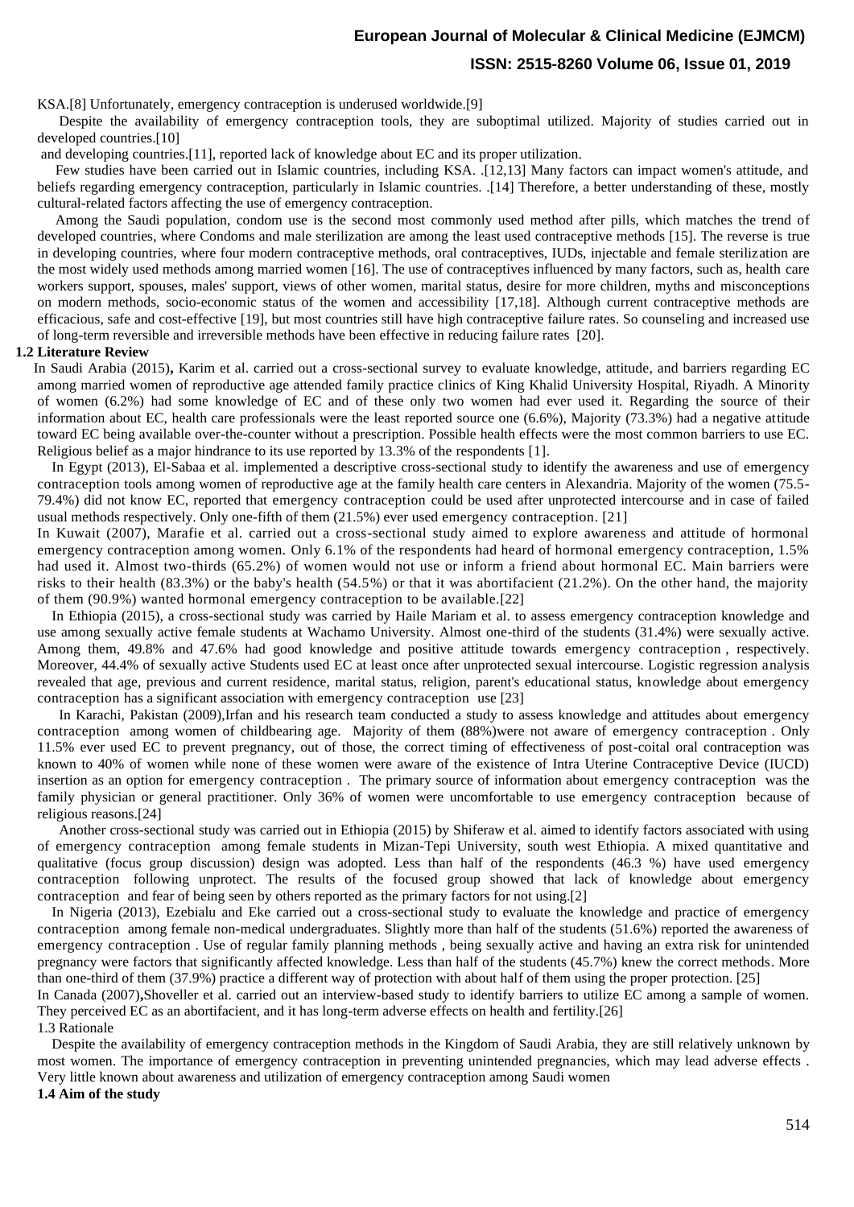KSA.[8] Unfortunately, emergency contraception is underused worldwide.[9]

Despite the availability of emergency contraception tools, they are suboptimal utilized. Majority of studies carried out in developed countries.[10]
and developing countries.[11], reported lack of knowledge about EC and its proper utilization.

Few studies have been carried out in Islamic countries, including KSA. .[12,13] Many factors can impact women's attitude, and beliefs regarding emergency contraception, particularly in Islamic countries. .[14] Therefore, a better understanding of these, mostly cultural-related factors affecting the use of emergency contraception.

Among the Saudi population, condom use is the second most commonly used method after pills, which matches the trend of developed countries, where Condoms and male sterilization are among the least used contraceptive methods [15]. The reverse is true in developing countries, where four modern contraceptive methods, oral contraceptives, IUDs, injectable and female sterilization are the most widely used methods among married women [16]. The use of contraceptives influenced by many factors, such as, health care workers support, spouses, males' support, views of other women, marital status, desire for more children, myths and misconceptions on modern methods, socio-economic status of the women and accessibility [17,18]. Although current contraceptive methods are efficacious, safe and cost-effective [19], but most countries still have high contraceptive failure rates. So counseling and increased use of long-term reversible and irreversible methods have been effective in reducing failure rates [20].

**1.2 Literature Review**

In Saudi Arabia (2015)**,** Karim et al. carried out a cross-sectional survey to evaluate knowledge, attitude, and barriers regarding EC among married women of reproductive age attended family practice clinics of King Khalid University Hospital, Riyadh. A Minority of women (6.2%) had some knowledge of EC and of these only two women had ever used it. Regarding the source of their information about EC, health care professionals were the least reported source one (6.6%), Majority (73.3%) had a negative attitude toward EC being available over-the-counter without a prescription. Possible health effects were the most common barriers to use EC. Religious belief as a major hindrance to its use reported by 13.3% of the respondents [1].

In Egypt (2013), El-Sabaa et al. implemented a descriptive cross-sectional study to identify the awareness and use of emergency contraception tools among women of reproductive age at the family health care centers in Alexandria. Majority of the women (75.5-79.4%) did not know EC, reported that emergency contraception could be used after unprotected intercourse and in case of failed usual methods respectively. Only one-fifth of them (21.5%) ever used emergency contraception. [21]

In Kuwait (2007), Marafie et al. carried out a cross-sectional study aimed to explore awareness and attitude of hormonal emergency contraception among women. Only 6.1% of the respondents had heard of hormonal emergency contraception, 1.5% had used it. Almost two-thirds (65.2%) of women would not use or inform a friend about hormonal EC. Main barriers were risks to their health (83.3%) or the baby's health (54.5%) or that it was abortifacient (21.2%). On the other hand, the majority of them (90.9%) wanted hormonal emergency contraception to be available.[22]

In Ethiopia (2015), a cross-sectional study was carried by Haile Mariam et al. to assess emergency contraception knowledge and use among sexually active female students at Wachamo University. Almost one-third of the students (31.4%) were sexually active. Among them, 49.8% and 47.6% had good knowledge and positive attitude towards emergency contraception , respectively. Moreover, 44.4% of sexually active Students used EC at least once after unprotected sexual intercourse. Logistic regression analysis revealed that age, previous and current residence, marital status, religion, parent's educational status, knowledge about emergency contraception has a significant association with emergency contraception use [23]

In Karachi, Pakistan (2009),Irfan and his research team conducted a study to assess knowledge and attitudes about emergency contraception among women of childbearing age. Majority of them (88%)were not aware of emergency contraception . Only 11.5% ever used EC to prevent pregnancy, out of those, the correct timing of effectiveness of post-coital oral contraception was known to 40% of women while none of these women were aware of the existence of Intra Uterine Contraceptive Device (IUCD) insertion as an option for emergency contraception . The primary source of information about emergency contraception was the family physician or general practitioner. Only 36% of women were uncomfortable to use emergency contraception because of religious reasons.[24]

Another cross-sectional study was carried out in Ethiopia (2015) by Shiferaw et al. aimed to identify factors associated with using of emergency contraception among female students in Mizan-Tepi University, south west Ethiopia. A mixed quantitative and qualitative (focus group discussion) design was adopted. Less than half of the respondents (46.3 %) have used emergency contraception following unprotect. The results of the focused group showed that lack of knowledge about emergency contraception and fear of being seen by others reported as the primary factors for not using.[2]

In Nigeria (2013), Ezebialu and Eke carried out a cross-sectional study to evaluate the knowledge and practice of emergency contraception among female non-medical undergraduates. Slightly more than half of the students (51.6%) reported the awareness of emergency contraception . Use of regular family planning methods , being sexually active and having an extra risk for unintended pregnancy were factors that significantly affected knowledge. Less than half of the students (45.7%) knew the correct methods. More than one-third of them (37.9%) practice a different way of protection with about half of them using the proper protection. [25]

In Canada (2007)**,**Shoveller et al. carried out an interview-based study to identify barriers to utilize EC among a sample of women. They perceived EC as an abortifacient, and it has long-term adverse effects on health and fertility.[26]

1.3 Rationale

Despite the availability of emergency contraception methods in the Kingdom of Saudi Arabia, they are still relatively unknown by most women. The importance of emergency contraception in preventing unintended pregnancies, which may lead adverse effects . Very little known about awareness and utilization of emergency contraception among Saudi women

**1.4 Aim of the study**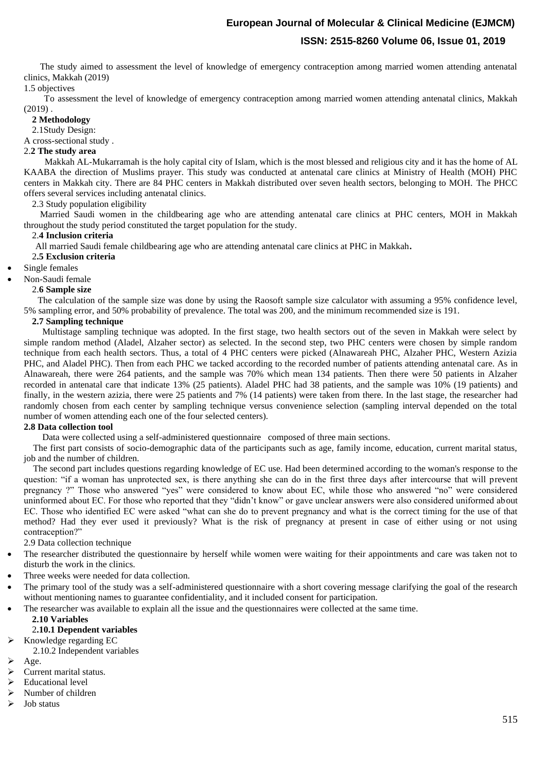The study aimed to assessment the level of knowledge of emergency contraception among married women attending antenatal clinics, Makkah (2019)

1.5 objectives

To assessment the level of knowledge of emergency contraception among married women attending antenatal clinics, Makkah (2019) .

## 2 Methodology

2.1Study Design:

A cross-sectional study .

### 2.2 The study area

Makkah AL-Mukarramah is the holy capital city of Islam, which is the most blessed and religious city and it has the home of AL KAABA the direction of Muslims prayer. This study was conducted at antenatal care clinics at Ministry of Health (MOH) PHC centers in Makkah city. There are 84 PHC centers in Makkah distributed over seven health sectors, belonging to MOH. The PHCC offers several services including antenatal clinics.

2.3 Study population eligibility

Married Saudi women in the childbearing age who are attending antenatal care clinics at PHC centers, MOH in Makkah throughout the study period constituted the target population for the study.

### 2.4 Inclusion criteria

All married Saudi female childbearing age who are attending antenatal care clinics at PHC in Makkah**.**

### 2.5 Exclusion criteria

- Single females
- Non-Saudi female

### 2.6 Sample size

The calculation of the sample size was done by using the Raosoft sample size calculator with assuming a 95% confidence level, 5% sampling error, and 50% probability of prevalence. The total was 200, and the minimum recommended size is 191.

### 2.7 Sampling technique

Multistage sampling technique was adopted. In the first stage, two health sectors out of the seven in Makkah were select by simple random method (Aladel, Alzaher sector) as selected. In the second step, two PHC centers were chosen by simple random technique from each health sectors. Thus, a total of 4 PHC centers were picked (Alnawareah PHC, Alzaher PHC, Western Azizia PHC, and Aladel PHC). Then from each PHC we tacked according to the recorded number of patients attending antenatal care. As in Alnawareah, there were 264 patients, and the sample was 70% which mean 134 patients. Then there were 50 patients in Alzaher recorded in antenatal care that indicate 13% (25 patients). Aladel PHC had 38 patients, and the sample was 10% (19 patients) and finally, in the western azizia, there were 25 patients and 7% (14 patients) were taken from there. In the last stage, the researcher had randomly chosen from each center by sampling technique versus convenience selection (sampling interval depended on the total number of women attending each one of the four selected centers).

### 2.8 Data collection tool

Data were collected using a self-administered questionnaire composed of three main sections.

The first part consists of socio-demographic data of the participants such as age, family income, education, current marital status, job and the number of children.

The second part includes questions regarding knowledge of EC use. Had been determined according to the woman's response to the question: "if a woman has unprotected sex, is there anything she can do in the first three days after intercourse that will prevent pregnancy ?" Those who answered "yes" were considered to know about EC, while those who answered "no" were considered uninformed about EC. For those who reported that they "didn't know" or gave unclear answers were also considered uniformed about EC. Those who identified EC were asked "what can she do to prevent pregnancy and what is the correct timing for the use of that method? Had they ever used it previously? What is the risk of pregnancy at present in case of either using or not using contraception?"

2.9 Data collection technique

- The researcher distributed the questionnaire by herself while women were waiting for their appointments and care was taken not to disturb the work in the clinics.
- Three weeks were needed for data collection.
- The primary tool of the study was a self-administered questionnaire with a short covering message clarifying the goal of the research without mentioning names to guarantee confidentiality, and it included consent for participation.
- The researcher was available to explain all the issue and the questionnaires were collected at the same time.

### 2.10 Variables

#### 2.10.1 Dependent variables

- Knowledge regarding EC

2.10.2 Independent variables

- Age.
- Current marital status.
- Educational level
- Number of children
- Job status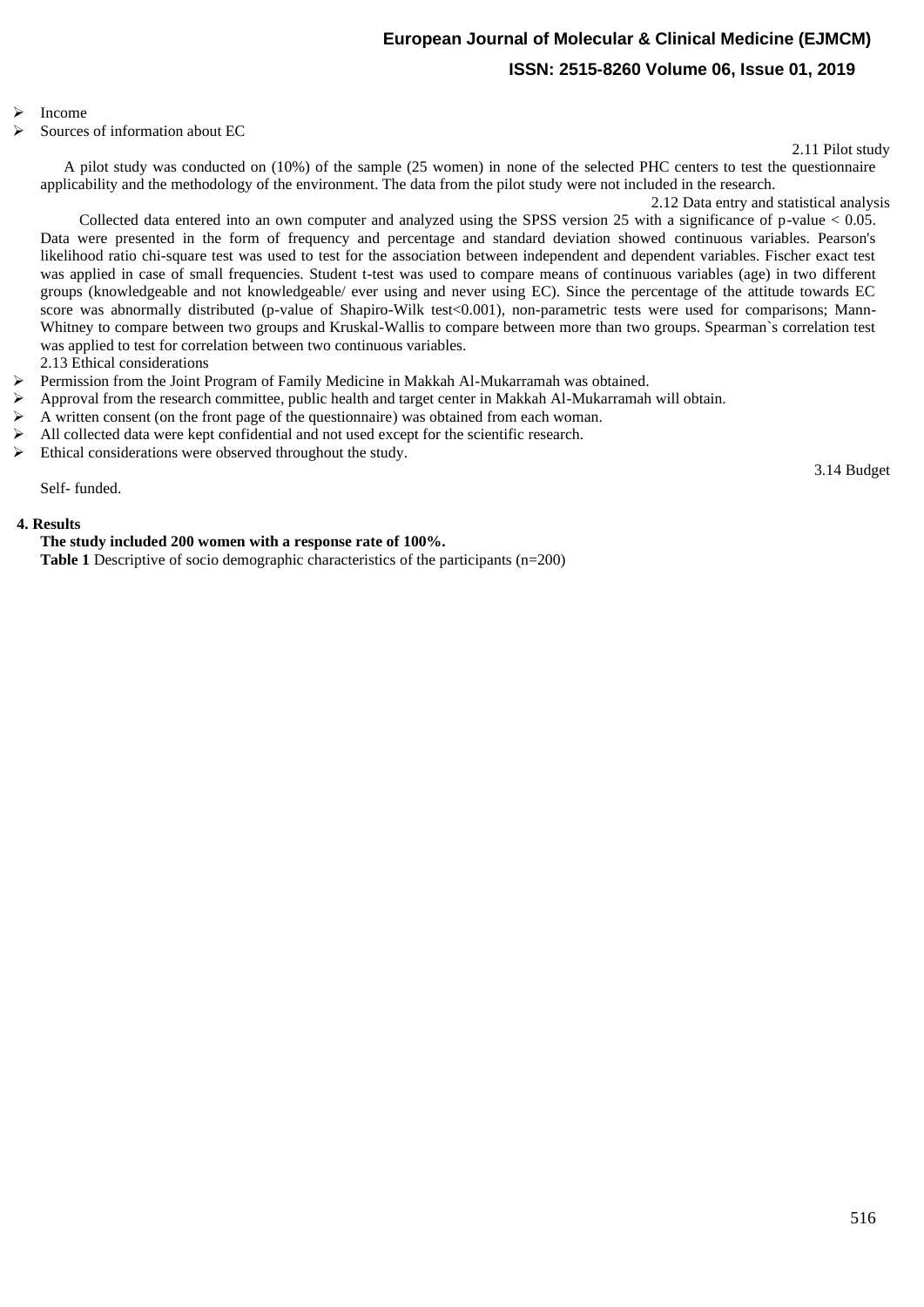- Income
- Sources of information about EC

### 2.11 Pilot study

A pilot study was conducted on (10%) of the sample (25 women) in none of the selected PHC centers to test the questionnaire applicability and the methodology of the environment. The data from the pilot study were not included in the research.

### 2.12 Data entry and statistical analysis

Collected data entered into an own computer and analyzed using the SPSS version 25 with a significance of p-value < 0.05. Data were presented in the form of frequency and percentage and standard deviation showed continuous variables. Pearson's likelihood ratio chi-square test was used to test for the association between independent and dependent variables. Fischer exact test was applied in case of small frequencies. Student t-test was used to compare means of continuous variables (age) in two different groups (knowledgeable and not knowledgeable/ ever using and never using EC). Since the percentage of the attitude towards EC score was abnormally distributed (p-value of Shapiro-Wilk test<0.001), non-parametric tests were used for comparisons; Mann-Whitney to compare between two groups and Kruskal-Wallis to compare between more than two groups. Spearman`s correlation test was applied to test for correlation between two continuous variables.

### 2.13 Ethical considerations

- Permission from the Joint Program of Family Medicine in Makkah Al-Mukarramah was obtained.
- Approval from the research committee, public health and target center in Makkah Al-Mukarramah will obtain.
- A written consent (on the front page of the questionnaire) was obtained from each woman.
- All collected data were kept confidential and not used except for the scientific research.
- Ethical considerations were observed throughout the study.

### 3.14 Budget

Self- funded.

## 4. Results

**The study included 200 women with a response rate of 100%.**

**Table 1** Descriptive of socio demographic characteristics of the participants (n=200)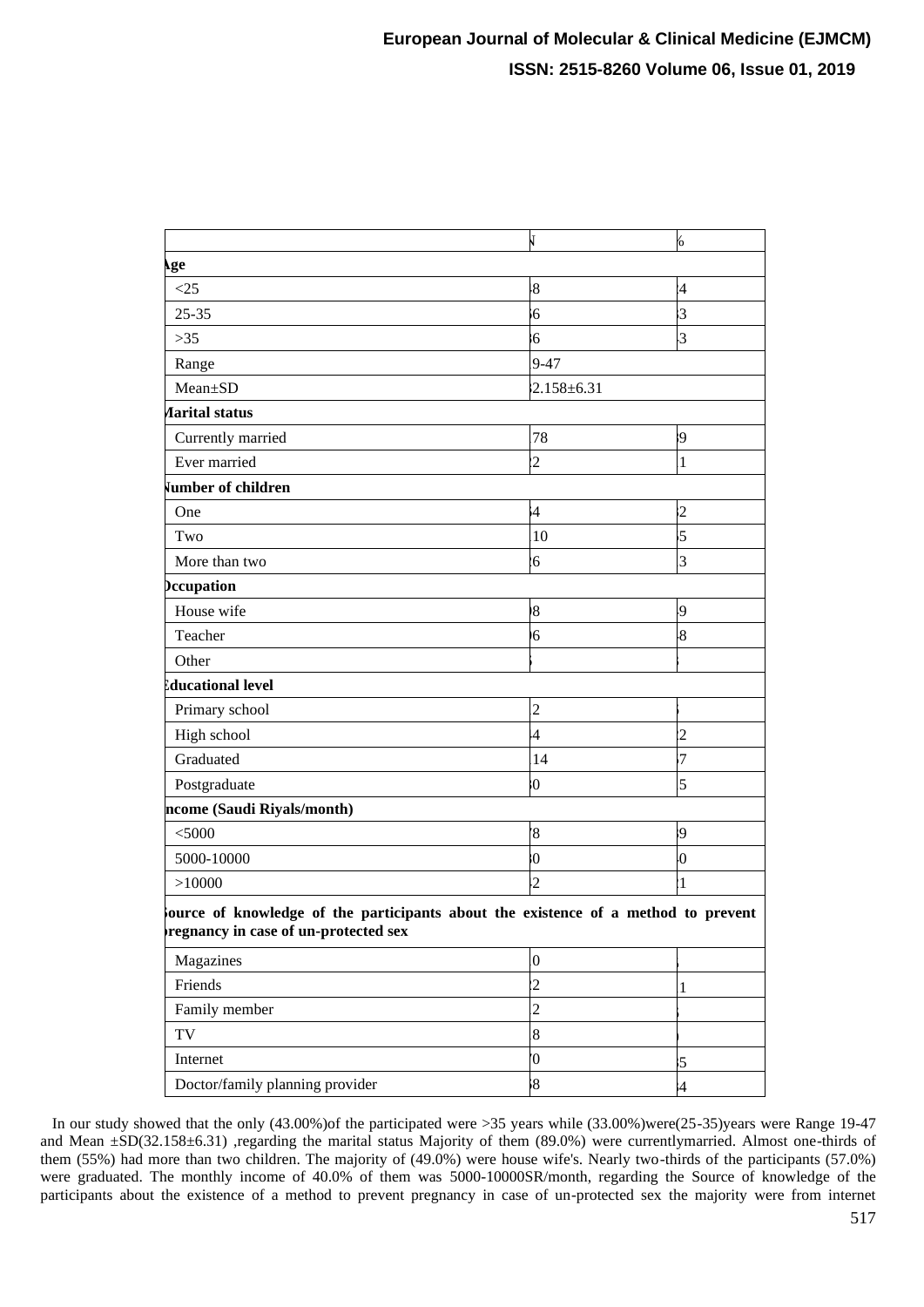| | N | % |
|---|---|---|
| **Age** | | |
| <25 | 8 | 4 |
| 25-35 | 6 | 3 |
| >35 | 6 | 3 |
| Range | 9-47 | |
| Mean±SD | 2.158±6.31 | |
| **Marital status** | | |
| Currently married | 78 | 9 |
| Ever married | 2 | 1 |
| **Number of children** | | |
| One | 4 | 2 |
| Two | 10 | 5 |
| More than two | 6 | 3 |
| **Occupation** | | |
| House wife | 8 | 9 |
| Teacher | 6 | 8 |
| Other | | |
| **Educational level** | | |
| Primary school | 2 | |
| High school | 4 | 2 |
| Graduated | 14 | 7 |
| Postgraduate | 0 | 5 |
| **Income (Saudi Riyals/month)** | | |
| <5000 | 8 | 9 |
| 5000-10000 | 0 | 0 |
| >10000 | 2 | 1 |
| **Source of knowledge of the participants about the existence of a method to prevent pregnancy in case of un-protected sex** | | |
| Magazines | 0 | |
| Friends | 2 | 1 |
| Family member | 2 | |
| TV | 8 | |
| Internet | 0 | 5 |
| Doctor/family planning provider | 8 | 4 |

In our study showed that the only (43.00%)of the participated were >35 years while (33.00%)were(25-35)years were Range 19-47 and Mean ±SD(32.158±6.31) ,regarding the marital status Majority of them (89.0%) were currentlymarried. Almost one-thirds of them (55%) had more than two children. The majority of (49.0%) were house wife's. Nearly two-thirds of the participants (57.0%) were graduated. The monthly income of 40.0% of them was 5000-10000SR/month, regarding the Source of knowledge of the participants about the existence of a method to prevent pregnancy in case of un-protected sex the majority were from internet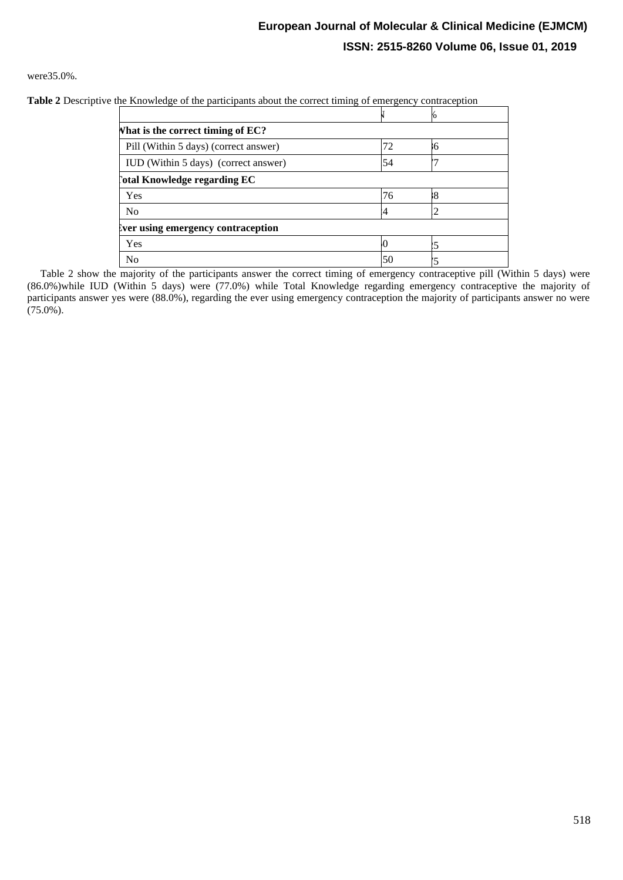were35.0%.

**Table 2** Descriptive the Knowledge of the participants about the correct timing of emergency contraception

| | N | % |
|---|---|---|
| **What is the correct timing of EC?** | | |
| Pill (Within 5 days) (correct answer) | 72 | 86 |
| IUD (Within 5 days) (correct answer) | 54 | 77 |
| **Total Knowledge regarding EC** | | |
| Yes | 76 | 88 |
| No | 4 | 12 |
| **Ever using emergency contraception** | | |
| Yes | 0 | 25 |
| No | 50 | 75 |

Table 2 show the majority of the participants answer the correct timing of emergency contraceptive pill (Within 5 days) were (86.0%)while IUD (Within 5 days) were (77.0%) while Total Knowledge regarding emergency contraceptive the majority of participants answer yes were (88.0%), regarding the ever using emergency contraception the majority of participants answer no were (75.0%).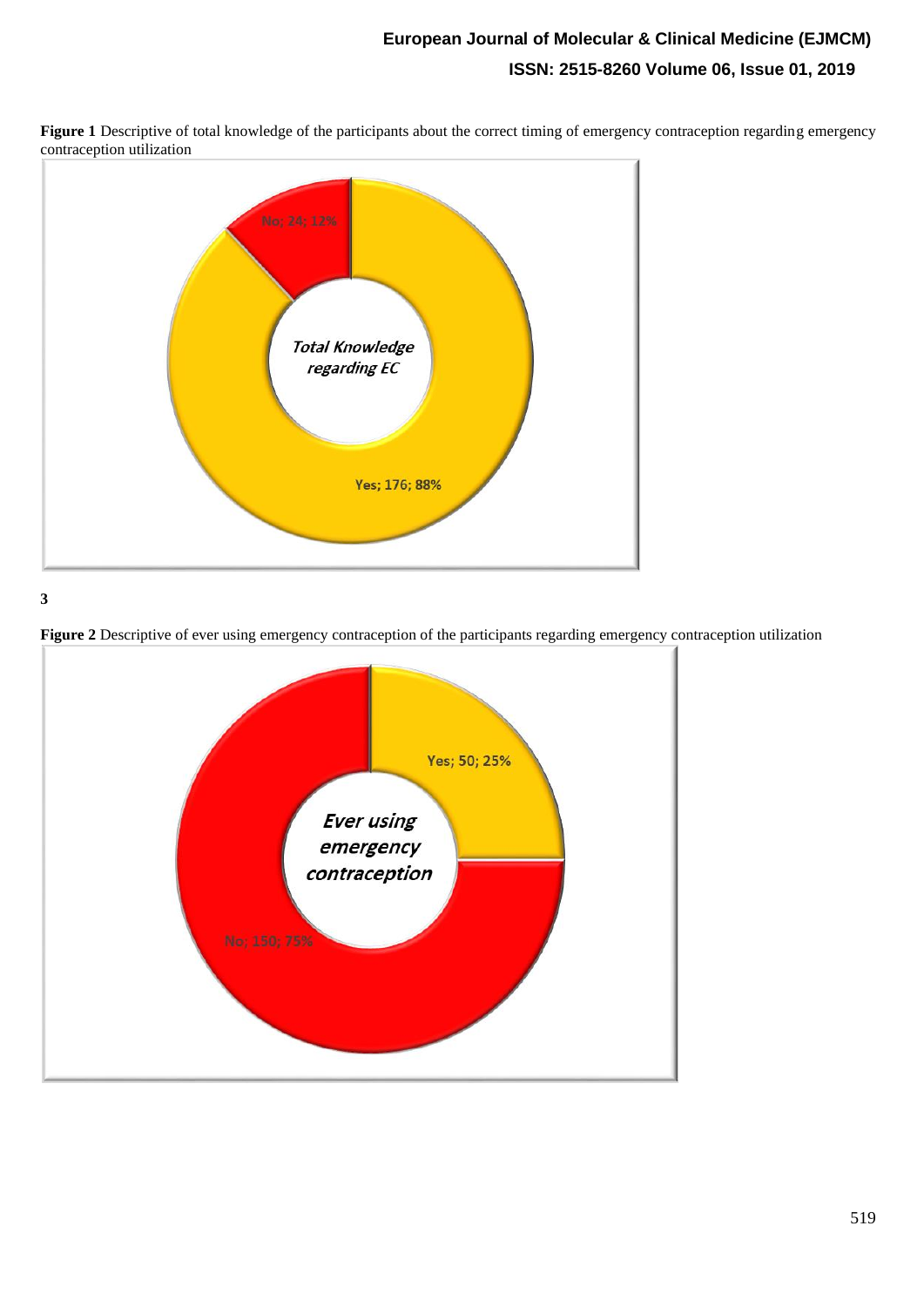**Figure 1** Descriptive of total knowledge of the participants about the correct timing of emergency contraception regarding emergency contraception utilization

Total Knowledge regarding EC

No; 24; 12%

Yes; 176; 88%

3

**Figure 2** Descriptive of ever using emergency contraception of the participants regarding emergency contraception utilization

Ever using emergency contraception

Yes; 50; 25%

No; 150; 75%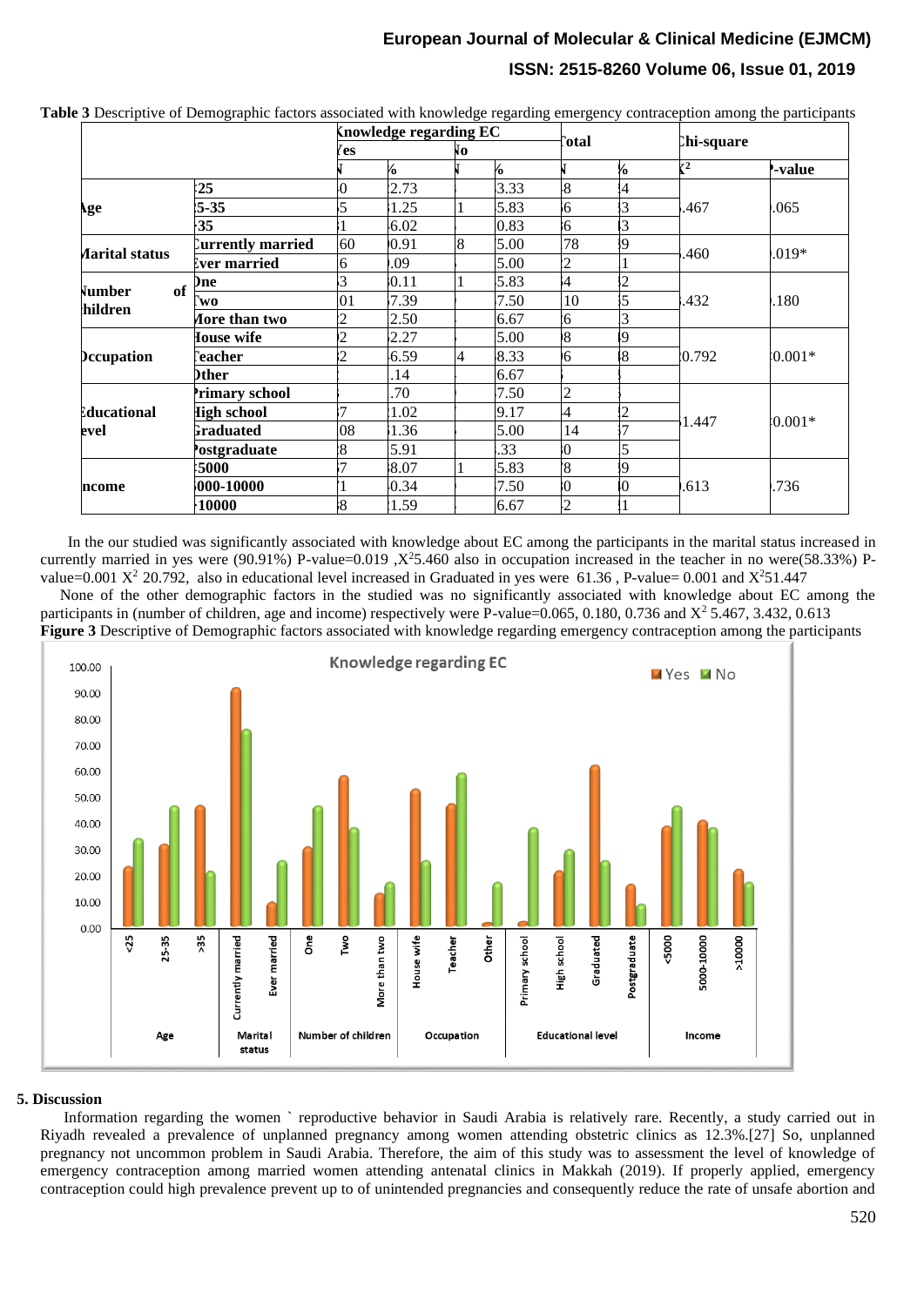**Table 3** Descriptive of Demographic factors associated with knowledge regarding emergency contraception among the participants

| | | Knowledge regarding EC | | | | Total | | Chi-square | |
|---|---|---|---|---|---|---|---|---|---|
| | | Yes | | No | | | | | |
| | | N | % | N | % | N | % | $X^2$ | P-value |
| Age | <25 | 0 | 2.73 | | 3.33 | 8 | 4 | .467 | .065 |
| | 25-35 | 5 | 1.25 | 1 | 5.83 | 6 | 3 | | |
| | >35 | 1 | 6.02 | | 0.83 | 6 | 3 | | |
| Marital status | Currently married | 60 | 0.91 | 8 | 5.00 | 78 | 9 | .460 | .019* |
| | Ever married | 6 | .09 | | 5.00 | 2 | 1 | | |
| Number of children | One | 3 | 0.11 | 1 | 5.83 | 4 | 2 | .432 | .180 |
| | Two | 01 | 7.39 | | 7.50 | 10 | 5 | | |
| | More than two | 2 | 2.50 | | 6.67 | 6 | 3 | | |
| Occupation | House wife | 2 | 2.27 | | 5.00 | 8 | 9 | 0.792 | 0.001* |
| | Teacher | 2 | 6.59 | 4 | 8.33 | 6 | 8 | | |
| | Other | | .14 | | 6.67 | | | | |
| Educational level | Primary school | | .70 | | 7.50 | 2 | | 1.447 | 0.001* |
| | High school | 7 | 1.02 | | 9.17 | 4 | 2 | | |
| | Graduated | 08 | 1.36 | | 5.00 | 14 | 7 | | |
| | Postgraduate | 8 | 5.91 | | .33 | 0 | 5 | | |
| Income | <5000 | 7 | 8.07 | 1 | 5.83 | 8 | 9 | .613 | .736 |
| | 5000-10000 | 1 | 0.34 | | 7.50 | 0 | 0 | | |
| | >10000 | 8 | 1.59 | | 6.67 | 2 | 1 | | |

In the our studied was significantly associated with knowledge about EC among the participants in the marital status increased in currently married in yes were (90.91%) P-value=0.019 ,$X^2$5.460 also in occupation increased in the teacher in no were(58.33%) P-value=0.001 $X^2$ 20.792, also in educational level increased in Graduated in yes were 61.36 , P-value= 0.001 and $X^2$51.447

None of the other demographic factors in the studied was no significantly associated with knowledge about EC among the participants in (number of children, age and income) respectively were P-value=0.065, 0.180, 0.736 and $X^2$ 5.467, 3.432, 0.613

**Figure 3** Descriptive of Demographic factors associated with knowledge regarding emergency contraception among the participants

## 5. Discussion

Information regarding the women ` reproductive behavior in Saudi Arabia is relatively rare. Recently, a study carried out in Riyadh revealed a prevalence of unplanned pregnancy among women attending obstetric clinics as 12.3%.[27] So, unplanned pregnancy not uncommon problem in Saudi Arabia. Therefore, the aim of this study was to assessment the level of knowledge of emergency contraception among married women attending antenatal clinics in Makkah (2019). If properly applied, emergency contraception could high prevalence prevent up to of unintended pregnancies and consequently reduce the rate of unsafe abortion and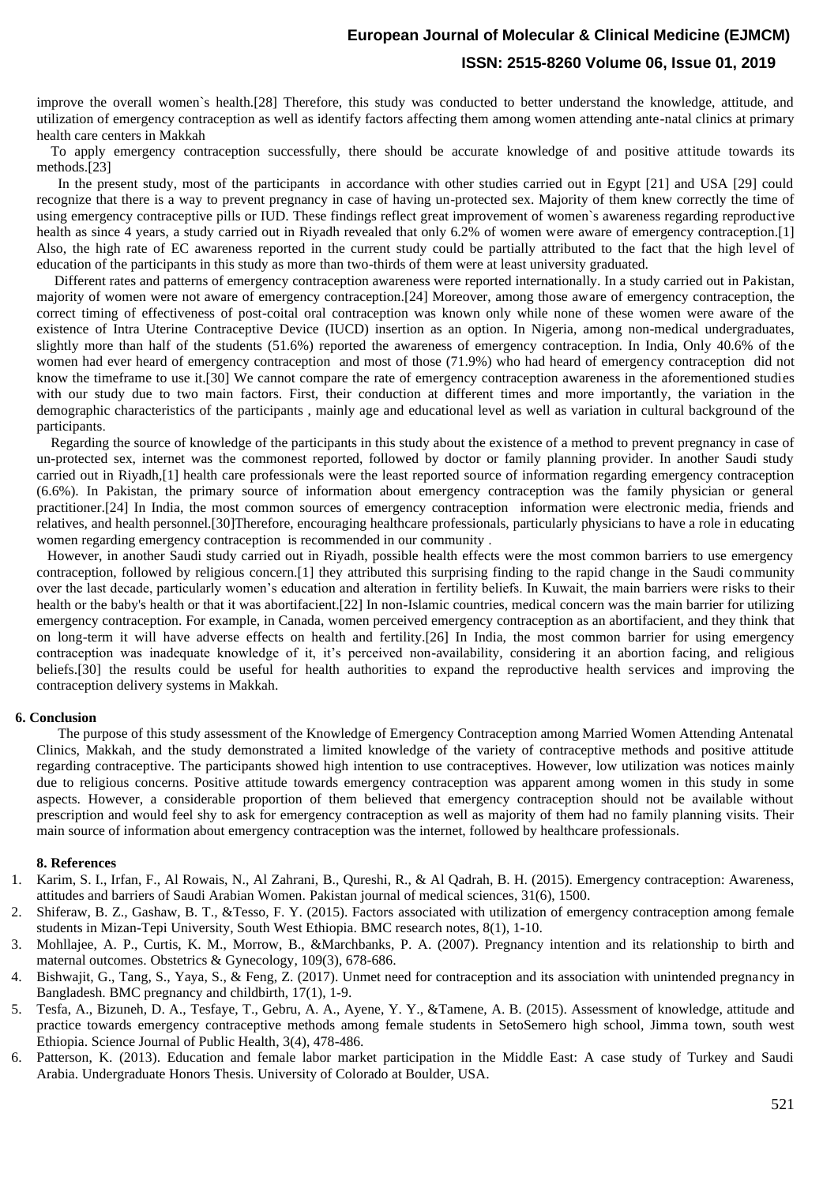improve the overall women`s health.[28] Therefore, this study was conducted to better understand the knowledge, attitude, and utilization of emergency contraception as well as identify factors affecting them among women attending ante-natal clinics at primary health care centers in Makkah

To apply emergency contraception successfully, there should be accurate knowledge of and positive attitude towards its methods.[23]

In the present study, most of the participants in accordance with other studies carried out in Egypt [21] and USA [29] could recognize that there is a way to prevent pregnancy in case of having un-protected sex. Majority of them knew correctly the time of using emergency contraceptive pills or IUD. These findings reflect great improvement of women`s awareness regarding reproductive health as since 4 years, a study carried out in Riyadh revealed that only 6.2% of women were aware of emergency contraception.[1] Also, the high rate of EC awareness reported in the current study could be partially attributed to the fact that the high level of education of the participants in this study as more than two-thirds of them were at least university graduated.

Different rates and patterns of emergency contraception awareness were reported internationally. In a study carried out in Pakistan, majority of women were not aware of emergency contraception.[24] Moreover, among those aware of emergency contraception, the correct timing of effectiveness of post-coital oral contraception was known only while none of these women were aware of the existence of Intra Uterine Contraceptive Device (IUCD) insertion as an option. In Nigeria, among non-medical undergraduates, slightly more than half of the students (51.6%) reported the awareness of emergency contraception. In India, Only 40.6% of the women had ever heard of emergency contraception and most of those (71.9%) who had heard of emergency contraception did not know the timeframe to use it.[30] We cannot compare the rate of emergency contraception awareness in the aforementioned studies with our study due to two main factors. First, their conduction at different times and more importantly, the variation in the demographic characteristics of the participants , mainly age and educational level as well as variation in cultural background of the participants.

Regarding the source of knowledge of the participants in this study about the existence of a method to prevent pregnancy in case of un-protected sex, internet was the commonest reported, followed by doctor or family planning provider. In another Saudi study carried out in Riyadh,[1] health care professionals were the least reported source of information regarding emergency contraception (6.6%). In Pakistan, the primary source of information about emergency contraception was the family physician or general practitioner.[24] In India, the most common sources of emergency contraception information were electronic media, friends and relatives, and health personnel.[30]Therefore, encouraging healthcare professionals, particularly physicians to have a role in educating women regarding emergency contraception is recommended in our community .

However, in another Saudi study carried out in Riyadh, possible health effects were the most common barriers to use emergency contraception, followed by religious concern.[1] they attributed this surprising finding to the rapid change in the Saudi community over the last decade, particularly women's education and alteration in fertility beliefs. In Kuwait, the main barriers were risks to their health or the baby's health or that it was abortifacient.[22] In non-Islamic countries, medical concern was the main barrier for utilizing emergency contraception. For example, in Canada, women perceived emergency contraception as an abortifacient, and they think that on long-term it will have adverse effects on health and fertility.[26] In India, the most common barrier for using emergency contraception was inadequate knowledge of it, it's perceived non-availability, considering it an abortion facing, and religious beliefs.[30] the results could be useful for health authorities to expand the reproductive health services and improving the contraception delivery systems in Makkah.

## 6. Conclusion

The purpose of this study assessment of the Knowledge of Emergency Contraception among Married Women Attending Antenatal Clinics, Makkah, and the study demonstrated a limited knowledge of the variety of contraceptive methods and positive attitude regarding contraceptive. The participants showed high intention to use contraceptives. However, low utilization was notices mainly due to religious concerns. Positive attitude towards emergency contraception was apparent among women in this study in some aspects. However, a considerable proportion of them believed that emergency contraception should not be available without prescription and would feel shy to ask for emergency contraception as well as majority of them had no family planning visits. Their main source of information about emergency contraception was the internet, followed by healthcare professionals.

## 8. References

1. Karim, S. I., Irfan, F., Al Rowais, N., Al Zahrani, B., Qureshi, R., & Al Qadrah, B. H. (2015). Emergency contraception: Awareness, attitudes and barriers of Saudi Arabian Women. Pakistan journal of medical sciences, 31(6), 1500.
2. Shiferaw, B. Z., Gashaw, B. T., &Tesso, F. Y. (2015). Factors associated with utilization of emergency contraception among female students in Mizan-Tepi University, South West Ethiopia. BMC research notes, 8(1), 1-10.
3. Mohllajee, A. P., Curtis, K. M., Morrow, B., &Marchbanks, P. A. (2007). Pregnancy intention and its relationship to birth and maternal outcomes. Obstetrics & Gynecology, 109(3), 678-686.
4. Bishwajit, G., Tang, S., Yaya, S., & Feng, Z. (2017). Unmet need for contraception and its association with unintended pregnancy in Bangladesh. BMC pregnancy and childbirth, 17(1), 1-9.
5. Tesfa, A., Bizuneh, D. A., Tesfaye, T., Gebru, A. A., Ayene, Y. Y., &Tamene, A. B. (2015). Assessment of knowledge, attitude and practice towards emergency contraceptive methods among female students in SetoSemero high school, Jimma town, south west Ethiopia. Science Journal of Public Health, 3(4), 478-486.
6. Patterson, K. (2013). Education and female labor market participation in the Middle East: A case study of Turkey and Saudi Arabia. Undergraduate Honors Thesis. University of Colorado at Boulder, USA.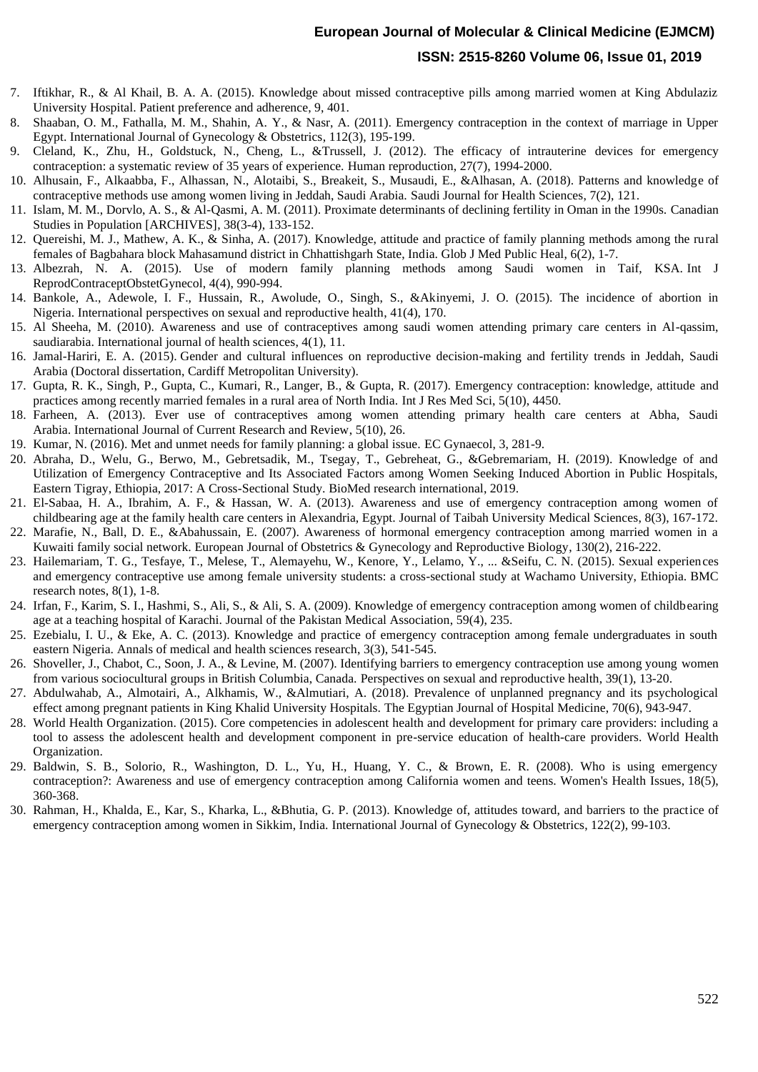7. Iftikhar, R., & Al Khail, B. A. A. (2015). Knowledge about missed contraceptive pills among married women at King Abdulaziz University Hospital. Patient preference and adherence, 9, 401.
8. Shaaban, O. M., Fathalla, M. M., Shahin, A. Y., & Nasr, A. (2011). Emergency contraception in the context of marriage in Upper Egypt. International Journal of Gynecology & Obstetrics, 112(3), 195-199.
9. Cleland, K., Zhu, H., Goldstuck, N., Cheng, L., &Trussell, J. (2012). The efficacy of intrauterine devices for emergency contraception: a systematic review of 35 years of experience. Human reproduction, 27(7), 1994-2000.
10. Alhusain, F., Alkaabba, F., Alhassan, N., Alotaibi, S., Breakeit, S., Musaudi, E., &Alhasan, A. (2018). Patterns and knowledge of contraceptive methods use among women living in Jeddah, Saudi Arabia. Saudi Journal for Health Sciences, 7(2), 121.
11. Islam, M. M., Dorvlo, A. S., & Al-Qasmi, A. M. (2011). Proximate determinants of declining fertility in Oman in the 1990s. Canadian Studies in Population [ARCHIVES], 38(3-4), 133-152.
12. Quereishi, M. J., Mathew, A. K., & Sinha, A. (2017). Knowledge, attitude and practice of family planning methods among the rural females of Bagbahara block Mahasamund district in Chhattishgarh State, India. Glob J Med Public Heal, 6(2), 1-7.
13. Albezrah, N. A. (2015). Use of modern family planning methods among Saudi women in Taif, KSA. Int J ReprodContraceptObstetGynecol, 4(4), 990-994.
14. Bankole, A., Adewole, I. F., Hussain, R., Awolude, O., Singh, S., &Akinyemi, J. O. (2015). The incidence of abortion in Nigeria. International perspectives on sexual and reproductive health, 41(4), 170.
15. Al Sheeha, M. (2010). Awareness and use of contraceptives among saudi women attending primary care centers in Al-qassim, saudiarabia. International journal of health sciences, 4(1), 11.
16. Jamal-Hariri, E. A. (2015). Gender and cultural influences on reproductive decision-making and fertility trends in Jeddah, Saudi Arabia (Doctoral dissertation, Cardiff Metropolitan University).
17. Gupta, R. K., Singh, P., Gupta, C., Kumari, R., Langer, B., & Gupta, R. (2017). Emergency contraception: knowledge, attitude and practices among recently married females in a rural area of North India. Int J Res Med Sci, 5(10), 4450.
18. Farheen, A. (2013). Ever use of contraceptives among women attending primary health care centers at Abha, Saudi Arabia. International Journal of Current Research and Review, 5(10), 26.
19. Kumar, N. (2016). Met and unmet needs for family planning: a global issue. EC Gynaecol, 3, 281-9.
20. Abraha, D., Welu, G., Berwo, M., Gebretsadik, M., Tsegay, T., Gebreheat, G., &Gebremariam, H. (2019). Knowledge of and Utilization of Emergency Contraceptive and Its Associated Factors among Women Seeking Induced Abortion in Public Hospitals, Eastern Tigray, Ethiopia, 2017: A Cross-Sectional Study. BioMed research international, 2019.
21. El-Sabaa, H. A., Ibrahim, A. F., & Hassan, W. A. (2013). Awareness and use of emergency contraception among women of childbearing age at the family health care centers in Alexandria, Egypt. Journal of Taibah University Medical Sciences, 8(3), 167-172.
22. Marafie, N., Ball, D. E., &Abahussain, E. (2007). Awareness of hormonal emergency contraception among married women in a Kuwaiti family social network. European Journal of Obstetrics & Gynecology and Reproductive Biology, 130(2), 216-222.
23. Hailemariam, T. G., Tesfaye, T., Melese, T., Alemayehu, W., Kenore, Y., Lelamo, Y., ... &Seifu, C. N. (2015). Sexual experiences and emergency contraceptive use among female university students: a cross-sectional study at Wachamo University, Ethiopia. BMC research notes, 8(1), 1-8.
24. Irfan, F., Karim, S. I., Hashmi, S., Ali, S., & Ali, S. A. (2009). Knowledge of emergency contraception among women of childbearing age at a teaching hospital of Karachi. Journal of the Pakistan Medical Association, 59(4), 235.
25. Ezebialu, I. U., & Eke, A. C. (2013). Knowledge and practice of emergency contraception among female undergraduates in south eastern Nigeria. Annals of medical and health sciences research, 3(3), 541-545.
26. Shoveller, J., Chabot, C., Soon, J. A., & Levine, M. (2007). Identifying barriers to emergency contraception use among young women from various sociocultural groups in British Columbia, Canada. Perspectives on sexual and reproductive health, 39(1), 13-20.
27. Abdulwahab, A., Almotairi, A., Alkhamis, W., &Almutiari, A. (2018). Prevalence of unplanned pregnancy and its psychological effect among pregnant patients in King Khalid University Hospitals. The Egyptian Journal of Hospital Medicine, 70(6), 943-947.
28. World Health Organization. (2015). Core competencies in adolescent health and development for primary care providers: including a tool to assess the adolescent health and development component in pre-service education of health-care providers. World Health Organization.
29. Baldwin, S. B., Solorio, R., Washington, D. L., Yu, H., Huang, Y. C., & Brown, E. R. (2008). Who is using emergency contraception?: Awareness and use of emergency contraception among California women and teens. Women's Health Issues, 18(5), 360-368.
30. Rahman, H., Khalda, E., Kar, S., Kharka, L., &Bhutia, G. P. (2013). Knowledge of, attitudes toward, and barriers to the practice of emergency contraception among women in Sikkim, India. International Journal of Gynecology & Obstetrics, 122(2), 99-103.